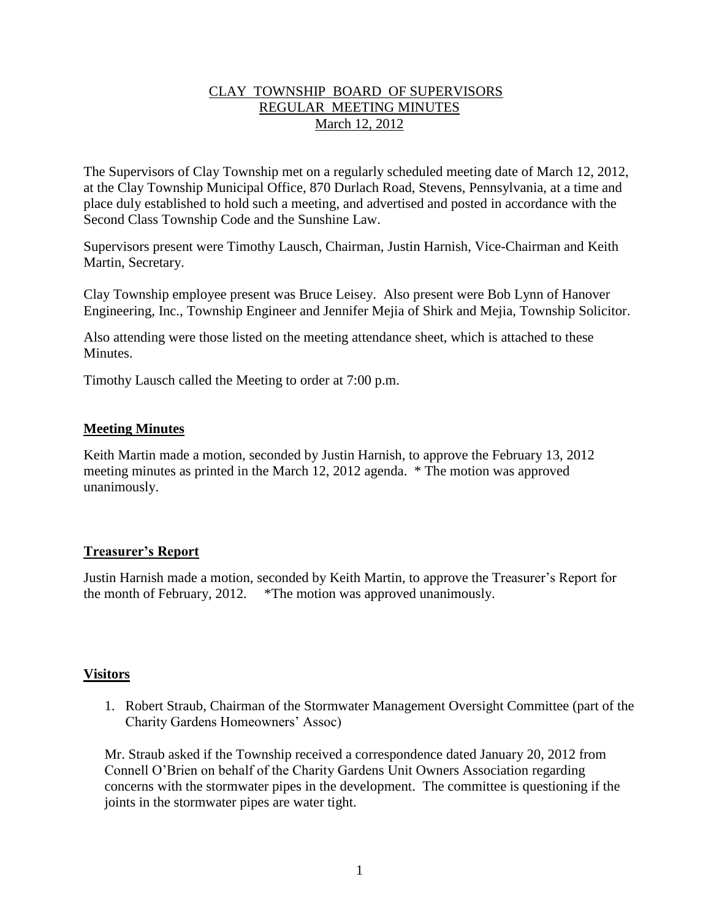# CLAY TOWNSHIP BOARD OF SUPERVISORS
## REGULAR MEETING MINUTES
### March 12, 2012

The Supervisors of Clay Township met on a regularly scheduled meeting date of March 12, 2012, at the Clay Township Municipal Office, 870 Durlach Road, Stevens, Pennsylvania, at a time and place duly established to hold such a meeting, and advertised and posted in accordance with the Second Class Township Code and the Sunshine Law.

Supervisors present were Timothy Lausch, Chairman, Justin Harnish, Vice-Chairman and Keith Martin, Secretary.

Clay Township employee present was Bruce Leisey. Also present were Bob Lynn of Hanover Engineering, Inc., Township Engineer and Jennifer Mejia of Shirk and Mejia, Township Solicitor.

Also attending were those listed on the meeting attendance sheet, which is attached to these Minutes.

Timothy Lausch called the Meeting to order at 7:00 p.m.

**Meeting Minutes**

Keith Martin made a motion, seconded by Justin Harnish, to approve the February 13, 2012 meeting minutes as printed in the March 12, 2012 agenda. * The motion was approved unanimously.

**Treasurer's Report**

Justin Harnish made a motion, seconded by Keith Martin, to approve the Treasurer's Report for the month of February, 2012. *The motion was approved unanimously.

**Visitors**

1. Robert Straub, Chairman of the Stormwater Management Oversight Committee (part of the Charity Gardens Homeowners' Assoc)

Mr. Straub asked if the Township received a correspondence dated January 20, 2012 from Connell O'Brien on behalf of the Charity Gardens Unit Owners Association regarding concerns with the stormwater pipes in the development. The committee is questioning if the joints in the stormwater pipes are water tight.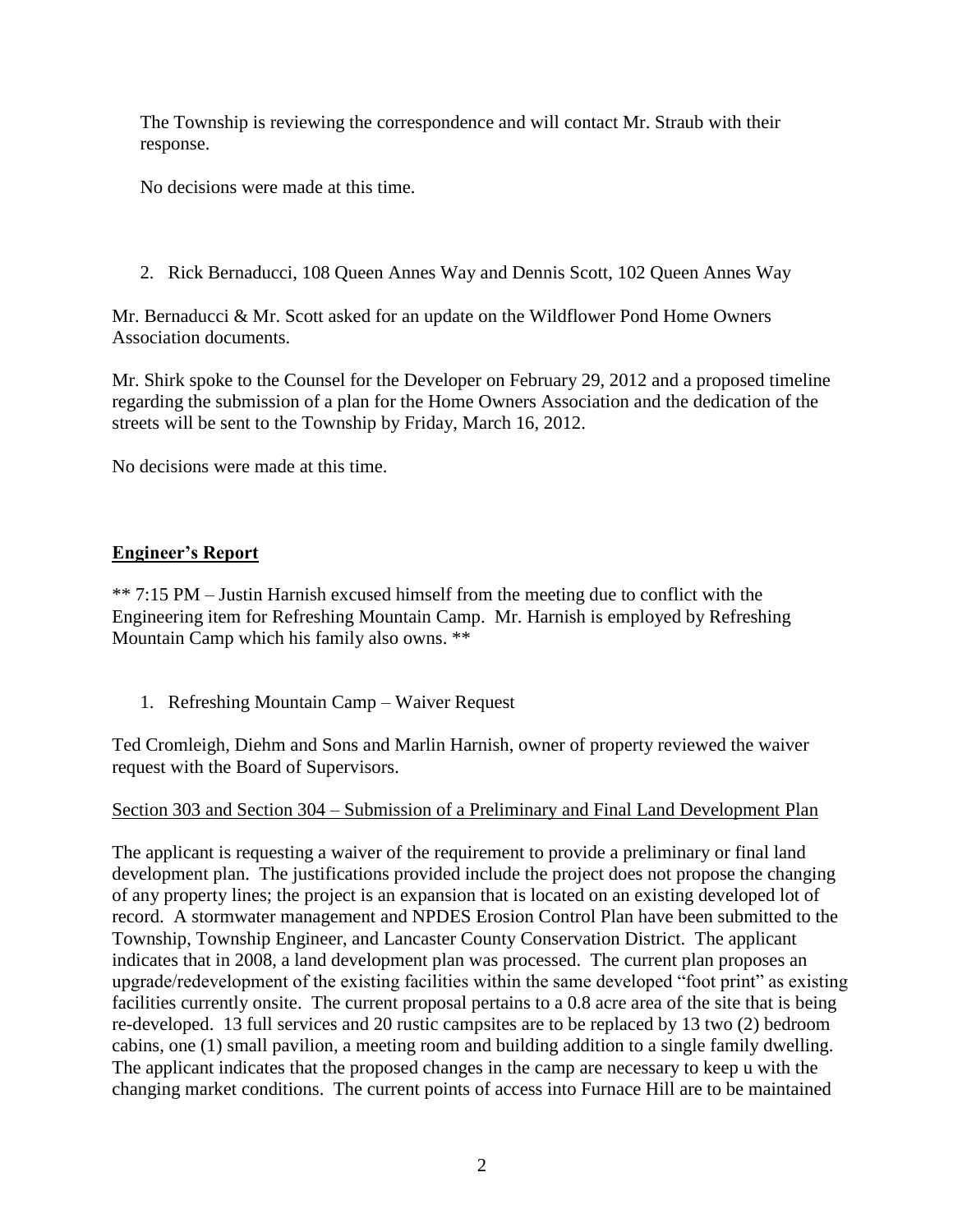The Township is reviewing the correspondence and will contact Mr. Straub with their response.

No decisions were made at this time.

2. Rick Bernaducci, 108 Queen Annes Way and Dennis Scott, 102 Queen Annes Way

Mr. Bernaducci & Mr. Scott asked for an update on the Wildflower Pond Home Owners Association documents.

Mr. Shirk spoke to the Counsel for the Developer on February 29, 2012 and a proposed timeline regarding the submission of a plan for the Home Owners Association and the dedication of the streets will be sent to the Township by Friday, March 16, 2012.

No decisions were made at this time.

## **Engineer's Report**

** 7:15 PM – Justin Harnish excused himself from the meeting due to conflict with the Engineering item for Refreshing Mountain Camp. Mr. Harnish is employed by Refreshing Mountain Camp which his family also owns. **

1. Refreshing Mountain Camp – Waiver Request

Ted Cromleigh, Diehm and Sons and Marlin Harnish, owner of property reviewed the waiver request with the Board of Supervisors.

<u>Section 303 and Section 304 – Submission of a Preliminary and Final Land Development Plan</u>

The applicant is requesting a waiver of the requirement to provide a preliminary or final land development plan. The justifications provided include the project does not propose the changing of any property lines; the project is an expansion that is located on an existing developed lot of record. A stormwater management and NPDES Erosion Control Plan have been submitted to the Township, Township Engineer, and Lancaster County Conservation District. The applicant indicates that in 2008, a land development plan was processed. The current plan proposes an upgrade/redevelopment of the existing facilities within the same developed "foot print" as existing facilities currently onsite. The current proposal pertains to a 0.8 acre area of the site that is being re-developed. 13 full services and 20 rustic campsites are to be replaced by 13 two (2) bedroom cabins, one (1) small pavilion, a meeting room and building addition to a single family dwelling. The applicant indicates that the proposed changes in the camp are necessary to keep u with the changing market conditions. The current points of access into Furnace Hill are to be maintained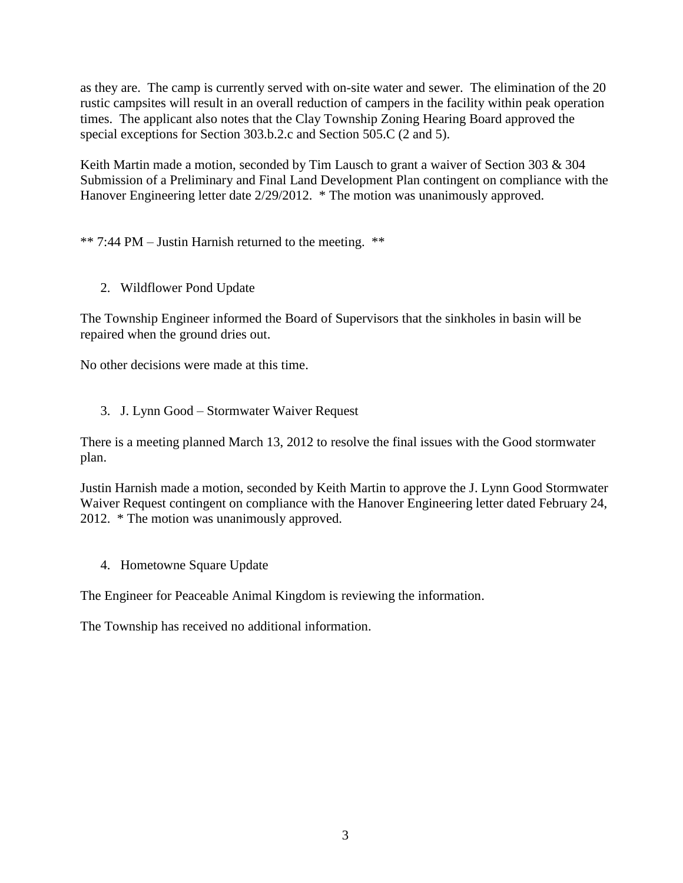as they are. The camp is currently served with on-site water and sewer. The elimination of the 20 rustic campsites will result in an overall reduction of campers in the facility within peak operation times. The applicant also notes that the Clay Township Zoning Hearing Board approved the special exceptions for Section 303.b.2.c and Section 505.C (2 and 5).

Keith Martin made a motion, seconded by Tim Lausch to grant a waiver of Section 303 & 304 Submission of a Preliminary and Final Land Development Plan contingent on compliance with the Hanover Engineering letter date 2/29/2012. * The motion was unanimously approved.

** 7:44 PM – Justin Harnish returned to the meeting. **

2. Wildflower Pond Update

The Township Engineer informed the Board of Supervisors that the sinkholes in basin will be repaired when the ground dries out.

No other decisions were made at this time.

3. J. Lynn Good – Stormwater Waiver Request

There is a meeting planned March 13, 2012 to resolve the final issues with the Good stormwater plan.

Justin Harnish made a motion, seconded by Keith Martin to approve the J. Lynn Good Stormwater Waiver Request contingent on compliance with the Hanover Engineering letter dated February 24, 2012. * The motion was unanimously approved.

4. Hometowne Square Update

The Engineer for Peaceable Animal Kingdom is reviewing the information.

The Township has received no additional information.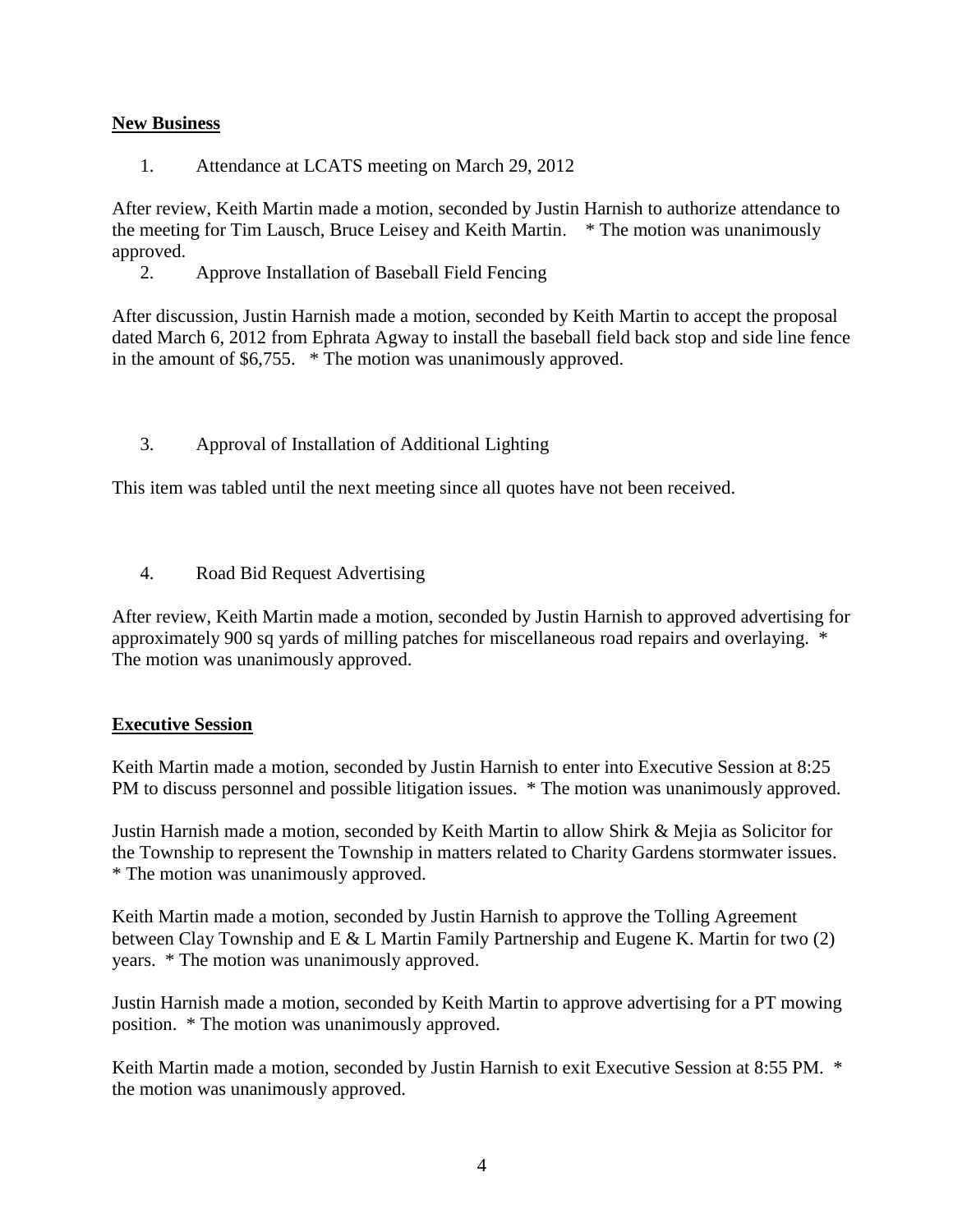**New Business**

1. Attendance at LCATS meeting on March 29, 2012

After review, Keith Martin made a motion, seconded by Justin Harnish to authorize attendance to the meeting for Tim Lausch, Bruce Leisey and Keith Martin. * The motion was unanimously approved.

2. Approve Installation of Baseball Field Fencing

After discussion, Justin Harnish made a motion, seconded by Keith Martin to accept the proposal dated March 6, 2012 from Ephrata Agway to install the baseball field back stop and side line fence in the amount of $6,755. * The motion was unanimously approved.

3. Approval of Installation of Additional Lighting

This item was tabled until the next meeting since all quotes have not been received.

4. Road Bid Request Advertising

After review, Keith Martin made a motion, seconded by Justin Harnish to approved advertising for approximately 900 sq yards of milling patches for miscellaneous road repairs and overlaying. * The motion was unanimously approved.

**Executive Session**

Keith Martin made a motion, seconded by Justin Harnish to enter into Executive Session at 8:25 PM to discuss personnel and possible litigation issues. * The motion was unanimously approved.

Justin Harnish made a motion, seconded by Keith Martin to allow Shirk & Mejia as Solicitor for the Township to represent the Township in matters related to Charity Gardens stormwater issues. * The motion was unanimously approved.

Keith Martin made a motion, seconded by Justin Harnish to approve the Tolling Agreement between Clay Township and E & L Martin Family Partnership and Eugene K. Martin for two (2) years. * The motion was unanimously approved.

Justin Harnish made a motion, seconded by Keith Martin to approve advertising for a PT mowing position. * The motion was unanimously approved.

Keith Martin made a motion, seconded by Justin Harnish to exit Executive Session at 8:55 PM. * the motion was unanimously approved.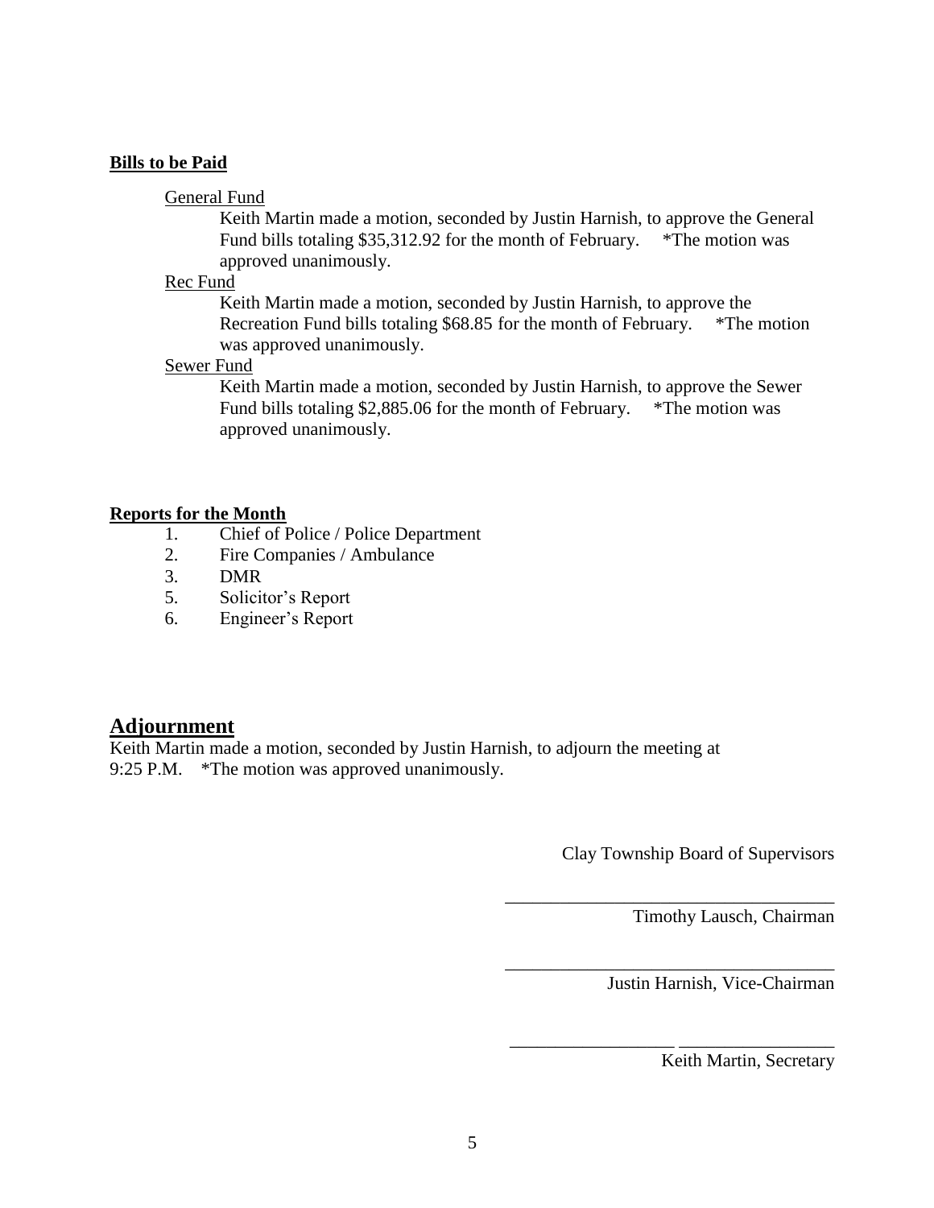**Bills to be Paid**

General Fund

Keith Martin made a motion, seconded by Justin Harnish, to approve the General Fund bills totaling $35,312.92 for the month of February. *The motion was approved unanimously.

Rec Fund

Keith Martin made a motion, seconded by Justin Harnish, to approve the Recreation Fund bills totaling $68.85 for the month of February. *The motion was approved unanimously.

Sewer Fund

Keith Martin made a motion, seconded by Justin Harnish, to approve the Sewer Fund bills totaling $2,885.06 for the month of February. *The motion was approved unanimously.

**Reports for the Month**

1. Chief of Police / Police Department
2. Fire Companies / Ambulance
3. DMR
5. Solicitor's Report
6. Engineer's Report

## Adjournment

Keith Martin made a motion, seconded by Justin Harnish, to adjourn the meeting at 9:25 P.M. *The motion was approved unanimously.

Clay Township Board of Supervisors

_____________________________________
Timothy Lausch, Chairman

_____________________________________
Justin Harnish, Vice-Chairman

_____________________________________
Keith Martin, Secretary